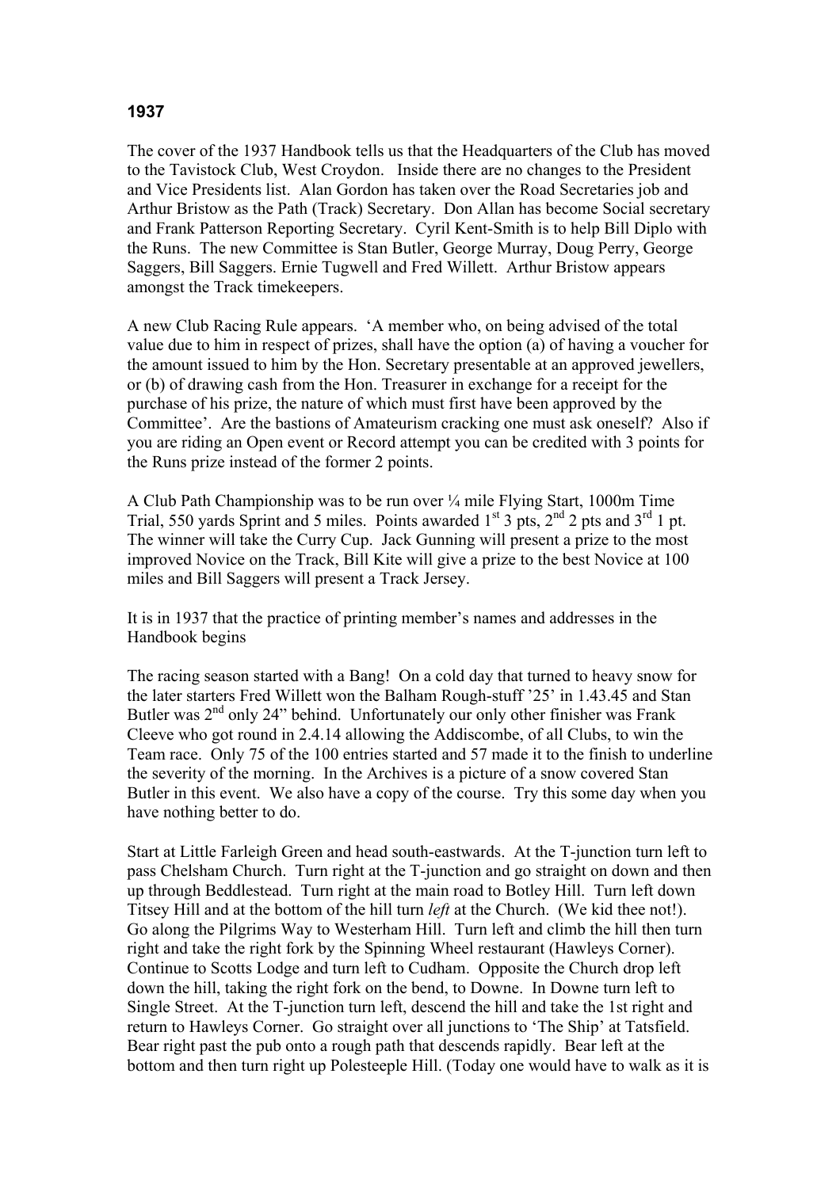**1937**

The cover of the 1937 Handbook tells us that the Headquarters of the Club has moved to the Tavistock Club, West Croydon. Inside there are no changes to the President and Vice Presidents list. Alan Gordon has taken over the Road Secretaries job and Arthur Bristow as the Path (Track) Secretary. Don Allan has become Social secretary and Frank Patterson Reporting Secretary. Cyril Kent-Smith is to help Bill Diplo with the Runs. The new Committee is Stan Butler, George Murray, Doug Perry, George Saggers, Bill Saggers. Ernie Tugwell and Fred Willett. Arthur Bristow appears amongst the Track timekeepers.

A new Club Racing Rule appears. 'A member who, on being advised of the total value due to him in respect of prizes, shall have the option (a) of having a voucher for the amount issued to him by the Hon. Secretary presentable at an approved jewellers, or (b) of drawing cash from the Hon. Treasurer in exchange for a receipt for the purchase of his prize, the nature of which must first have been approved by the Committee'. Are the bastions of Amateurism cracking one must ask oneself? Also if you are riding an Open event or Record attempt you can be credited with 3 points for the Runs prize instead of the former 2 points.

A Club Path Championship was to be run over ¼ mile Flying Start, 1000m Time Trial, 550 yards Sprint and 5 miles. Points awarded 1st 3 pts, 2nd 2 pts and 3rd 1 pt. The winner will take the Curry Cup. Jack Gunning will present a prize to the most improved Novice on the Track, Bill Kite will give a prize to the best Novice at 100 miles and Bill Saggers will present a Track Jersey.

It is in 1937 that the practice of printing member's names and addresses in the Handbook begins

The racing season started with a Bang! On a cold day that turned to heavy snow for the later starters Fred Willett won the Balham Rough-stuff '25' in 1.43.45 and Stan Butler was 2nd only 24" behind. Unfortunately our only other finisher was Frank Cleeve who got round in 2.4.14 allowing the Addiscombe, of all Clubs, to win the Team race. Only 75 of the 100 entries started and 57 made it to the finish to underline the severity of the morning. In the Archives is a picture of a snow covered Stan Butler in this event. We also have a copy of the course. Try this some day when you have nothing better to do.

Start at Little Farleigh Green and head south-eastwards. At the T-junction turn left to pass Chelsham Church. Turn right at the T-junction and go straight on down and then up through Beddlestead. Turn right at the main road to Botley Hill. Turn left down Titsey Hill and at the bottom of the hill turn *left* at the Church. (We kid thee not!). Go along the Pilgrims Way to Westerham Hill. Turn left and climb the hill then turn right and take the right fork by the Spinning Wheel restaurant (Hawleys Corner). Continue to Scotts Lodge and turn left to Cudham. Opposite the Church drop left down the hill, taking the right fork on the bend, to Downe. In Downe turn left to Single Street. At the T-junction turn left, descend the hill and take the 1st right and return to Hawleys Corner. Go straight over all junctions to 'The Ship' at Tatsfield. Bear right past the pub onto a rough path that descends rapidly. Bear left at the bottom and then turn right up Polesteeple Hill. (Today one would have to walk as it is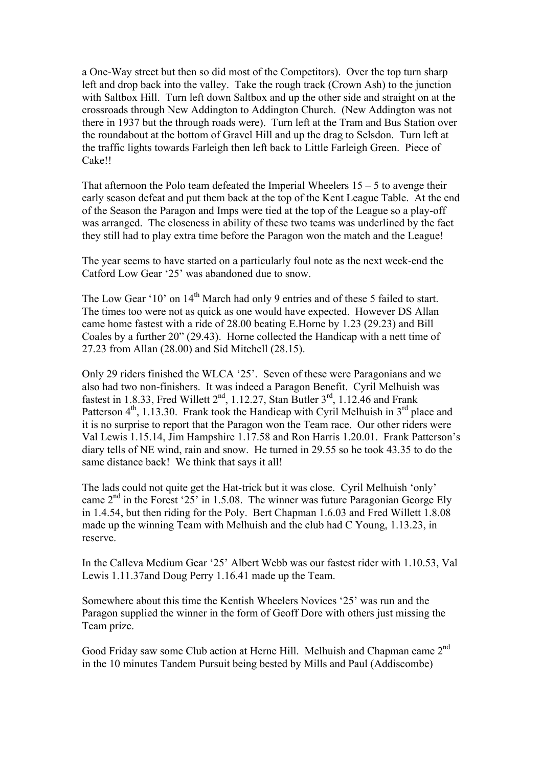a One-Way street but then so did most of the Competitors). Over the top turn sharp left and drop back into the valley. Take the rough track (Crown Ash) to the junction with Saltbox Hill. Turn left down Saltbox and up the other side and straight on at the crossroads through New Addington to Addington Church. (New Addington was not there in 1937 but the through roads were). Turn left at the Tram and Bus Station over the roundabout at the bottom of Gravel Hill and up the drag to Selsdon. Turn left at the traffic lights towards Farleigh then left back to Little Farleigh Green. Piece of Cake!!

That afternoon the Polo team defeated the Imperial Wheelers 15 – 5 to avenge their early season defeat and put them back at the top of the Kent League Table. At the end of the Season the Paragon and Imps were tied at the top of the League so a play-off was arranged. The closeness in ability of these two teams was underlined by the fact they still had to play extra time before the Paragon won the match and the League!

The year seems to have started on a particularly foul note as the next week-end the Catford Low Gear '25' was abandoned due to snow.

The Low Gear '10' on 14th March had only 9 entries and of these 5 failed to start. The times too were not as quick as one would have expected. However DS Allan came home fastest with a ride of 28.00 beating E.Horne by 1.23 (29.23) and Bill Coales by a further 20" (29.43). Horne collected the Handicap with a nett time of 27.23 from Allan (28.00) and Sid Mitchell (28.15).

Only 29 riders finished the WLCA '25'. Seven of these were Paragonians and we also had two non-finishers. It was indeed a Paragon Benefit. Cyril Melhuish was fastest in 1.8.33, Fred Willett 2nd, 1.12.27, Stan Butler 3rd, 1.12.46 and Frank Patterson 4th, 1.13.30. Frank took the Handicap with Cyril Melhuish in 3rd place and it is no surprise to report that the Paragon won the Team race. Our other riders were Val Lewis 1.15.14, Jim Hampshire 1.17.58 and Ron Harris 1.20.01. Frank Patterson's diary tells of NE wind, rain and snow. He turned in 29.55 so he took 43.35 to do the same distance back! We think that says it all!

The lads could not quite get the Hat-trick but it was close. Cyril Melhuish 'only' came 2nd in the Forest '25' in 1.5.08. The winner was future Paragonian George Ely in 1.4.54, but then riding for the Poly. Bert Chapman 1.6.03 and Fred Willett 1.8.08 made up the winning Team with Melhuish and the club had C Young, 1.13.23, in reserve.

In the Calleva Medium Gear '25' Albert Webb was our fastest rider with 1.10.53, Val Lewis 1.11.37and Doug Perry 1.16.41 made up the Team.

Somewhere about this time the Kentish Wheelers Novices '25' was run and the Paragon supplied the winner in the form of Geoff Dore with others just missing the Team prize.

Good Friday saw some Club action at Herne Hill. Melhuish and Chapman came 2nd in the 10 minutes Tandem Pursuit being bested by Mills and Paul (Addiscombe)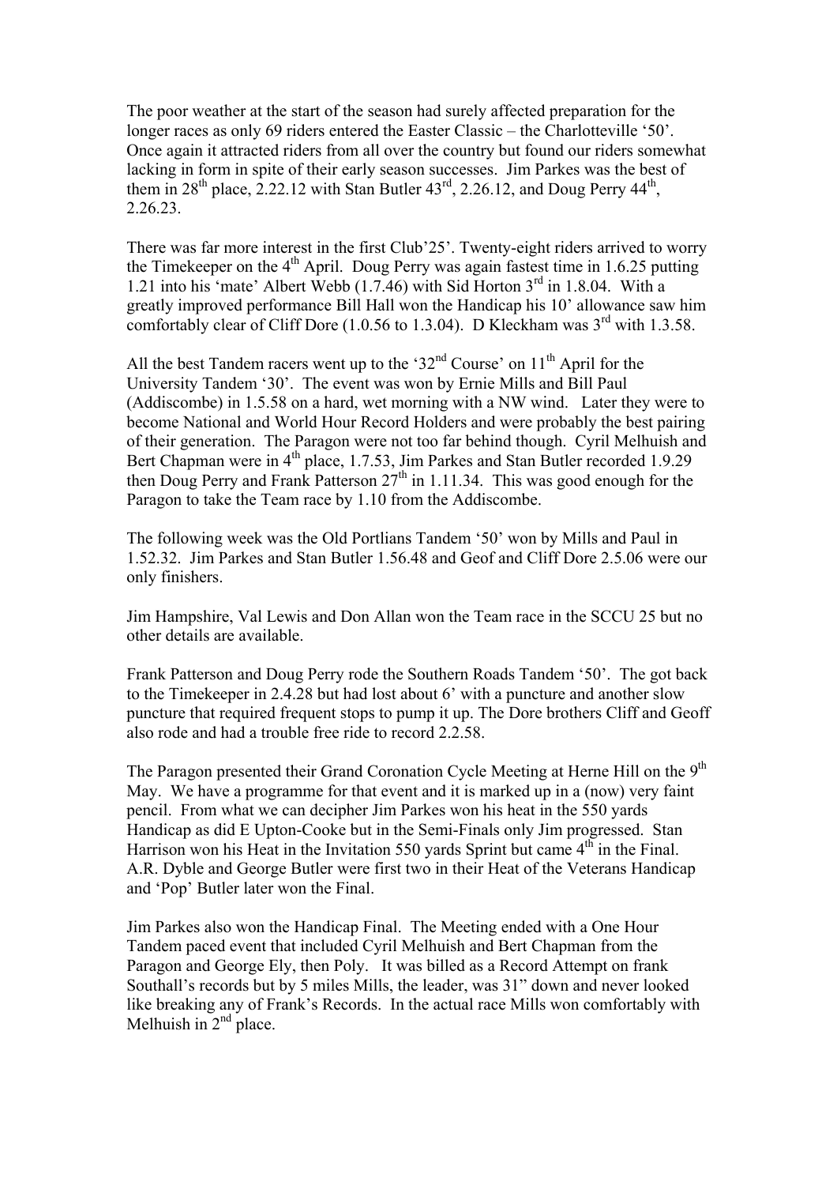The poor weather at the start of the season had surely affected preparation for the longer races as only 69 riders entered the Easter Classic – the Charlotteville '50'. Once again it attracted riders from all over the country but found our riders somewhat lacking in form in spite of their early season successes. Jim Parkes was the best of them in 28th place, 2.22.12 with Stan Butler 43rd, 2.26.12, and Doug Perry 44th, 2.26.23.

There was far more interest in the first Club'25'. Twenty-eight riders arrived to worry the Timekeeper on the 4th April. Doug Perry was again fastest time in 1.6.25 putting 1.21 into his 'mate' Albert Webb (1.7.46) with Sid Horton 3rd in 1.8.04. With a greatly improved performance Bill Hall won the Handicap his 10' allowance saw him comfortably clear of Cliff Dore (1.0.56 to 1.3.04). D Kleckham was 3rd with 1.3.58.

All the best Tandem racers went up to the '32nd Course' on 11th April for the University Tandem '30'. The event was won by Ernie Mills and Bill Paul (Addiscombe) in 1.5.58 on a hard, wet morning with a NW wind. Later they were to become National and World Hour Record Holders and were probably the best pairing of their generation. The Paragon were not too far behind though. Cyril Melhuish and Bert Chapman were in 4th place, 1.7.53, Jim Parkes and Stan Butler recorded 1.9.29 then Doug Perry and Frank Patterson 27th in 1.11.34. This was good enough for the Paragon to take the Team race by 1.10 from the Addiscombe.

The following week was the Old Portlians Tandem '50' won by Mills and Paul in 1.52.32. Jim Parkes and Stan Butler 1.56.48 and Geof and Cliff Dore 2.5.06 were our only finishers.

Jim Hampshire, Val Lewis and Don Allan won the Team race in the SCCU 25 but no other details are available.

Frank Patterson and Doug Perry rode the Southern Roads Tandem '50'. The got back to the Timekeeper in 2.4.28 but had lost about 6' with a puncture and another slow puncture that required frequent stops to pump it up. The Dore brothers Cliff and Geoff also rode and had a trouble free ride to record 2.2.58.

The Paragon presented their Grand Coronation Cycle Meeting at Herne Hill on the 9th May. We have a programme for that event and it is marked up in a (now) very faint pencil. From what we can decipher Jim Parkes won his heat in the 550 yards Handicap as did E Upton-Cooke but in the Semi-Finals only Jim progressed. Stan Harrison won his Heat in the Invitation 550 yards Sprint but came 4th in the Final. A.R. Dyble and George Butler were first two in their Heat of the Veterans Handicap and 'Pop' Butler later won the Final.

Jim Parkes also won the Handicap Final. The Meeting ended with a One Hour Tandem paced event that included Cyril Melhuish and Bert Chapman from the Paragon and George Ely, then Poly. It was billed as a Record Attempt on frank Southall's records but by 5 miles Mills, the leader, was 31" down and never looked like breaking any of Frank's Records. In the actual race Mills won comfortably with Melhuish in 2nd place.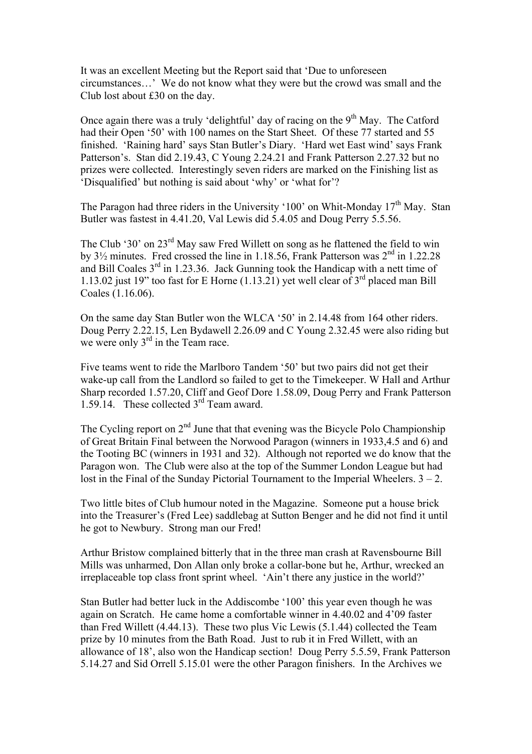It was an excellent Meeting but the Report said that 'Due to unforeseen circumstances…' We do not know what they were but the crowd was small and the Club lost about £30 on the day.

Once again there was a truly 'delightful' day of racing on the 9th May. The Catford had their Open '50' with 100 names on the Start Sheet. Of these 77 started and 55 finished. 'Raining hard' says Stan Butler's Diary. 'Hard wet East wind' says Frank Patterson's. Stan did 2.19.43, C Young 2.24.21 and Frank Patterson 2.27.32 but no prizes were collected. Interestingly seven riders are marked on the Finishing list as 'Disqualified' but nothing is said about 'why' or 'what for'?

The Paragon had three riders in the University '100' on Whit-Monday 17th May. Stan Butler was fastest in 4.41.20, Val Lewis did 5.4.05 and Doug Perry 5.5.56.

The Club '30' on 23rd May saw Fred Willett on song as he flattened the field to win by 3½ minutes. Fred crossed the line in 1.18.56, Frank Patterson was 2nd in 1.22.28 and Bill Coales 3rd in 1.23.36. Jack Gunning took the Handicap with a nett time of 1.13.02 just 19" too fast for E Horne (1.13.21) yet well clear of 3rd placed man Bill Coales (1.16.06).

On the same day Stan Butler won the WLCA '50' in 2.14.48 from 164 other riders. Doug Perry 2.22.15, Len Bydawell 2.26.09 and C Young 2.32.45 were also riding but we were only 3rd in the Team race.

Five teams went to ride the Marlboro Tandem '50' but two pairs did not get their wake-up call from the Landlord so failed to get to the Timekeeper. W Hall and Arthur Sharp recorded 1.57.20, Cliff and Geof Dore 1.58.09, Doug Perry and Frank Patterson 1.59.14. These collected 3rd Team award.

The Cycling report on 2nd June that that evening was the Bicycle Polo Championship of Great Britain Final between the Norwood Paragon (winners in 1933,4.5 and 6) and the Tooting BC (winners in 1931 and 32). Although not reported we do know that the Paragon won. The Club were also at the top of the Summer London League but had lost in the Final of the Sunday Pictorial Tournament to the Imperial Wheelers. 3 – 2.

Two little bites of Club humour noted in the Magazine. Someone put a house brick into the Treasurer's (Fred Lee) saddlebag at Sutton Benger and he did not find it until he got to Newbury. Strong man our Fred!

Arthur Bristow complained bitterly that in the three man crash at Ravensbourne Bill Mills was unharmed, Don Allan only broke a collar-bone but he, Arthur, wrecked an irreplaceable top class front sprint wheel. 'Ain't there any justice in the world?'

Stan Butler had better luck in the Addiscombe '100' this year even though he was again on Scratch. He came home a comfortable winner in 4.40.02 and 4'09 faster than Fred Willett (4.44.13). These two plus Vic Lewis (5.1.44) collected the Team prize by 10 minutes from the Bath Road. Just to rub it in Fred Willett, with an allowance of 18', also won the Handicap section! Doug Perry 5.5.59, Frank Patterson 5.14.27 and Sid Orrell 5.15.01 were the other Paragon finishers. In the Archives we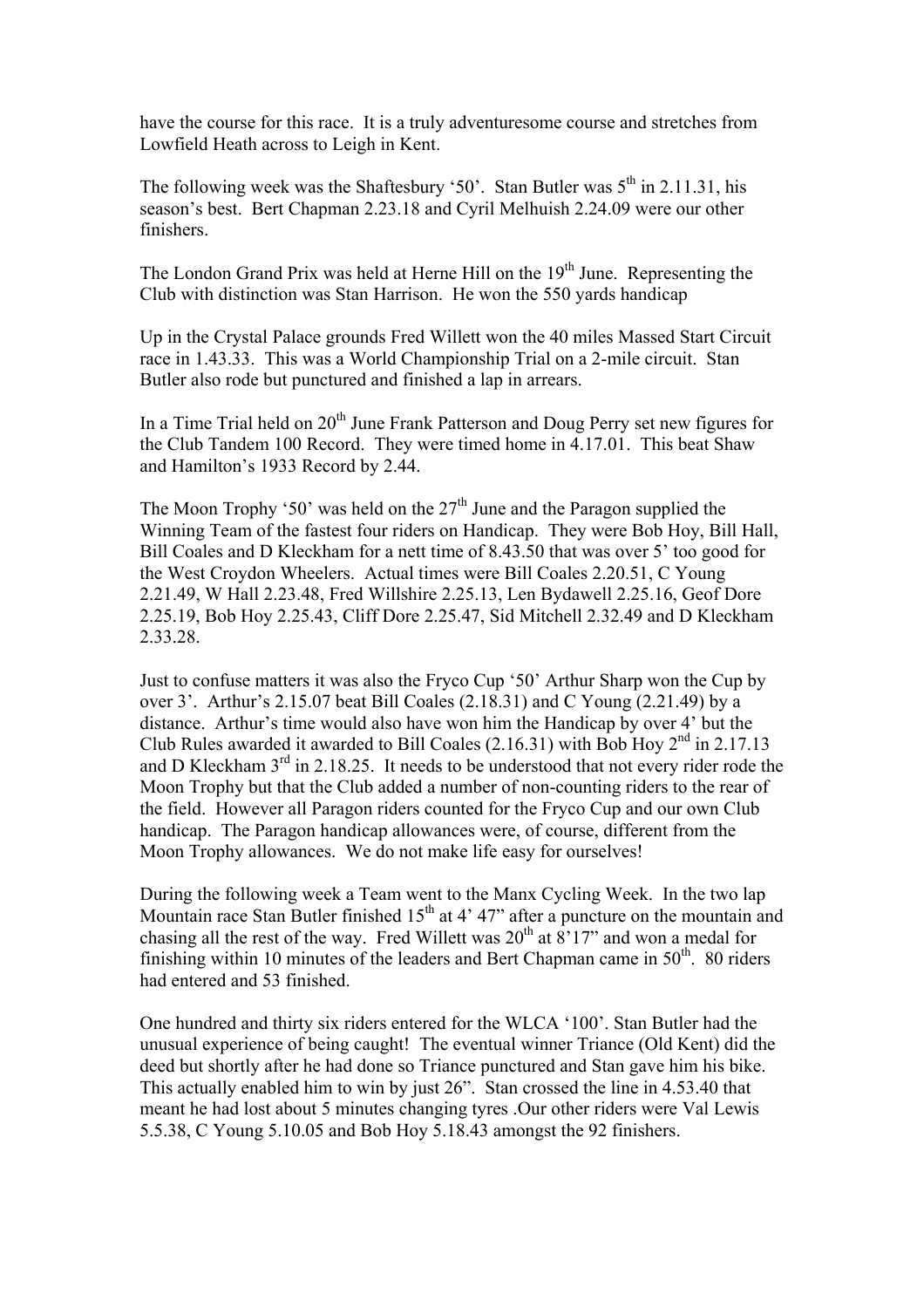have the course for this race. It is a truly adventuresome course and stretches from Lowfield Heath across to Leigh in Kent.

The following week was the Shaftesbury '50'. Stan Butler was 5th in 2.11.31, his season's best. Bert Chapman 2.23.18 and Cyril Melhuish 2.24.09 were our other finishers.

The London Grand Prix was held at Herne Hill on the 19th June. Representing the Club with distinction was Stan Harrison. He won the 550 yards handicap

Up in the Crystal Palace grounds Fred Willett won the 40 miles Massed Start Circuit race in 1.43.33. This was a World Championship Trial on a 2-mile circuit. Stan Butler also rode but punctured and finished a lap in arrears.

In a Time Trial held on 20th June Frank Patterson and Doug Perry set new figures for the Club Tandem 100 Record. They were timed home in 4.17.01. This beat Shaw and Hamilton's 1933 Record by 2.44.

The Moon Trophy '50' was held on the 27th June and the Paragon supplied the Winning Team of the fastest four riders on Handicap. They were Bob Hoy, Bill Hall, Bill Coales and D Kleckham for a nett time of 8.43.50 that was over 5' too good for the West Croydon Wheelers. Actual times were Bill Coales 2.20.51, C Young 2.21.49, W Hall 2.23.48, Fred Willshire 2.25.13, Len Bydawell 2.25.16, Geof Dore 2.25.19, Bob Hoy 2.25.43, Cliff Dore 2.25.47, Sid Mitchell 2.32.49 and D Kleckham 2.33.28.

Just to confuse matters it was also the Fryco Cup '50' Arthur Sharp won the Cup by over 3'. Arthur's 2.15.07 beat Bill Coales (2.18.31) and C Young (2.21.49) by a distance. Arthur's time would also have won him the Handicap by over 4' but the Club Rules awarded it awarded to Bill Coales (2.16.31) with Bob Hoy 2nd in 2.17.13 and D Kleckham 3rd in 2.18.25. It needs to be understood that not every rider rode the Moon Trophy but that the Club added a number of non-counting riders to the rear of the field. However all Paragon riders counted for the Fryco Cup and our own Club handicap. The Paragon handicap allowances were, of course, different from the Moon Trophy allowances. We do not make life easy for ourselves!

During the following week a Team went to the Manx Cycling Week. In the two lap Mountain race Stan Butler finished 15th at 4' 47" after a puncture on the mountain and chasing all the rest of the way. Fred Willett was 20th at 8'17" and won a medal for finishing within 10 minutes of the leaders and Bert Chapman came in 50th. 80 riders had entered and 53 finished.

One hundred and thirty six riders entered for the WLCA '100'. Stan Butler had the unusual experience of being caught! The eventual winner Triance (Old Kent) did the deed but shortly after he had done so Triance punctured and Stan gave him his bike. This actually enabled him to win by just 26". Stan crossed the line in 4.53.40 that meant he had lost about 5 minutes changing tyres .Our other riders were Val Lewis 5.5.38, C Young 5.10.05 and Bob Hoy 5.18.43 amongst the 92 finishers.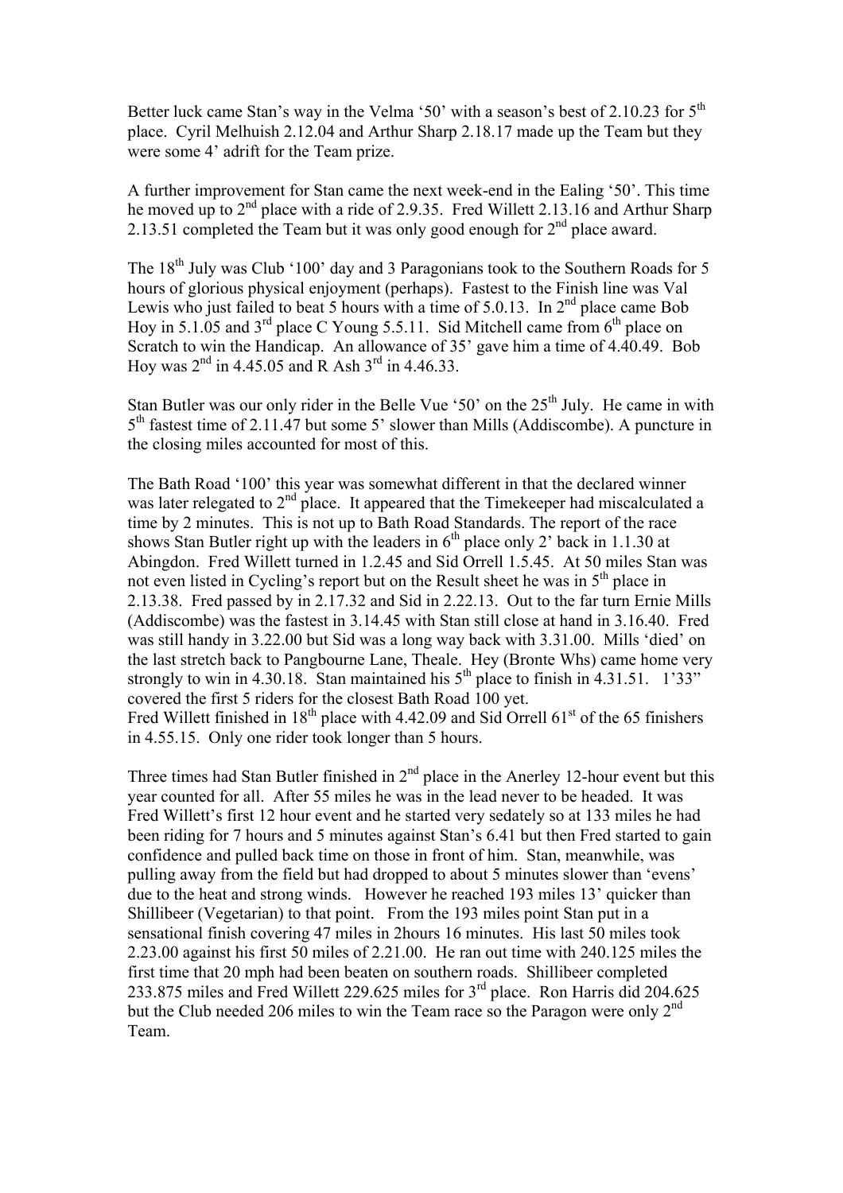Better luck came Stan's way in the Velma '50' with a season's best of 2.10.23 for 5th place. Cyril Melhuish 2.12.04 and Arthur Sharp 2.18.17 made up the Team but they were some 4' adrift for the Team prize.

A further improvement for Stan came the next week-end in the Ealing '50'. This time he moved up to 2nd place with a ride of 2.9.35. Fred Willett 2.13.16 and Arthur Sharp 2.13.51 completed the Team but it was only good enough for 2nd place award.

The 18th July was Club '100' day and 3 Paragonians took to the Southern Roads for 5 hours of glorious physical enjoyment (perhaps). Fastest to the Finish line was Val Lewis who just failed to beat 5 hours with a time of 5.0.13. In 2nd place came Bob Hoy in 5.1.05 and 3rd place C Young 5.5.11. Sid Mitchell came from 6th place on Scratch to win the Handicap. An allowance of 35' gave him a time of 4.40.49. Bob Hoy was 2nd in 4.45.05 and R Ash 3rd in 4.46.33.

Stan Butler was our only rider in the Belle Vue '50' on the 25th July. He came in with 5th fastest time of 2.11.47 but some 5' slower than Mills (Addiscombe). A puncture in the closing miles accounted for most of this.

The Bath Road '100' this year was somewhat different in that the declared winner was later relegated to 2nd place. It appeared that the Timekeeper had miscalculated a time by 2 minutes. This is not up to Bath Road Standards. The report of the race shows Stan Butler right up with the leaders in 6th place only 2' back in 1.1.30 at Abingdon. Fred Willett turned in 1.2.45 and Sid Orrell 1.5.45. At 50 miles Stan was not even listed in Cycling's report but on the Result sheet he was in 5th place in 2.13.38. Fred passed by in 2.17.32 and Sid in 2.22.13. Out to the far turn Ernie Mills (Addiscombe) was the fastest in 3.14.45 with Stan still close at hand in 3.16.40. Fred was still handy in 3.22.00 but Sid was a long way back with 3.31.00. Mills 'died' on the last stretch back to Pangbourne Lane, Theale. Hey (Bronte Whs) came home very strongly to win in 4.30.18. Stan maintained his 5th place to finish in 4.31.51. 1'33" covered the first 5 riders for the closest Bath Road 100 yet.
Fred Willett finished in 18th place with 4.42.09 and Sid Orrell 61st of the 65 finishers in 4.55.15. Only one rider took longer than 5 hours.

Three times had Stan Butler finished in 2nd place in the Anerley 12-hour event but this year counted for all. After 55 miles he was in the lead never to be headed. It was Fred Willett's first 12 hour event and he started very sedately so at 133 miles he had been riding for 7 hours and 5 minutes against Stan's 6.41 but then Fred started to gain confidence and pulled back time on those in front of him. Stan, meanwhile, was pulling away from the field but had dropped to about 5 minutes slower than 'evens' due to the heat and strong winds. However he reached 193 miles 13' quicker than Shillibeer (Vegetarian) to that point. From the 193 miles point Stan put in a sensational finish covering 47 miles in 2hours 16 minutes. His last 50 miles took 2.23.00 against his first 50 miles of 2.21.00. He ran out time with 240.125 miles the first time that 20 mph had been beaten on southern roads. Shillibeer completed 233.875 miles and Fred Willett 229.625 miles for 3rd place. Ron Harris did 204.625 but the Club needed 206 miles to win the Team race so the Paragon were only 2nd Team.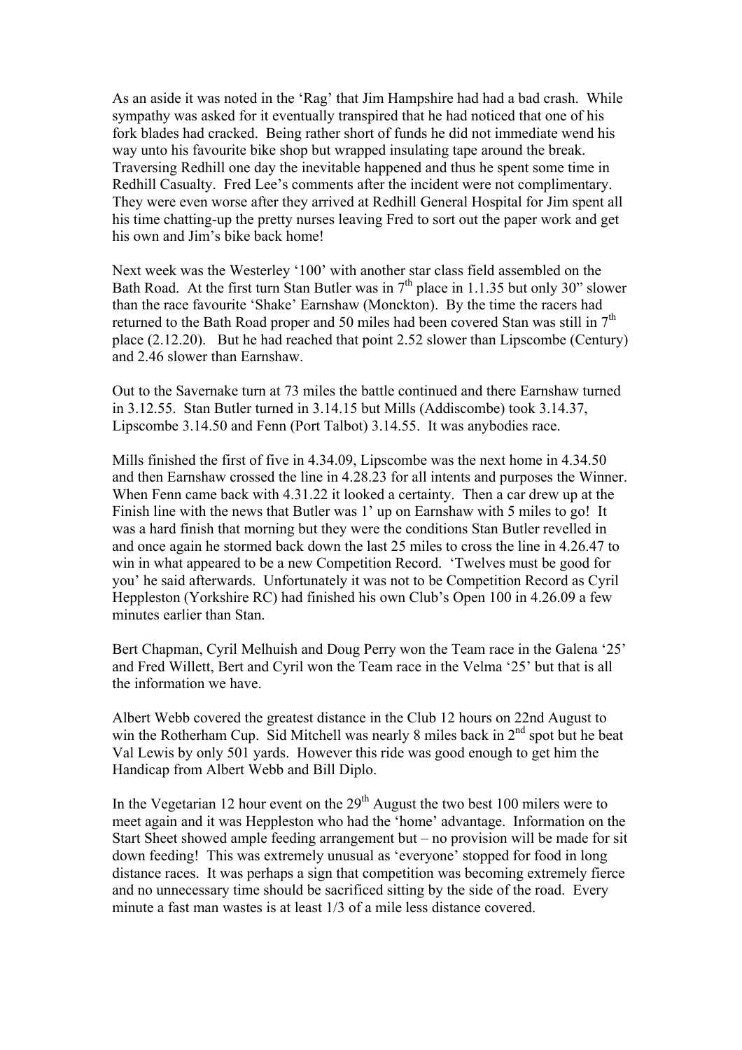As an aside it was noted in the 'Rag' that Jim Hampshire had had a bad crash. While sympathy was asked for it eventually transpired that he had noticed that one of his fork blades had cracked. Being rather short of funds he did not immediate wend his way unto his favourite bike shop but wrapped insulating tape around the break. Traversing Redhill one day the inevitable happened and thus he spent some time in Redhill Casualty. Fred Lee's comments after the incident were not complimentary. They were even worse after they arrived at Redhill General Hospital for Jim spent all his time chatting-up the pretty nurses leaving Fred to sort out the paper work and get his own and Jim's bike back home!

Next week was the Westerley '100' with another star class field assembled on the Bath Road. At the first turn Stan Butler was in 7th place in 1.1.35 but only 30" slower than the race favourite 'Shake' Earnshaw (Monckton). By the time the racers had returned to the Bath Road proper and 50 miles had been covered Stan was still in 7th place (2.12.20). But he had reached that point 2.52 slower than Lipscombe (Century) and 2.46 slower than Earnshaw.

Out to the Savernake turn at 73 miles the battle continued and there Earnshaw turned in 3.12.55. Stan Butler turned in 3.14.15 but Mills (Addiscombe) took 3.14.37, Lipscombe 3.14.50 and Fenn (Port Talbot) 3.14.55. It was anybodies race.

Mills finished the first of five in 4.34.09, Lipscombe was the next home in 4.34.50 and then Earnshaw crossed the line in 4.28.23 for all intents and purposes the Winner. When Fenn came back with 4.31.22 it looked a certainty. Then a car drew up at the Finish line with the news that Butler was 1' up on Earnshaw with 5 miles to go! It was a hard finish that morning but they were the conditions Stan Butler revelled in and once again he stormed back down the last 25 miles to cross the line in 4.26.47 to win in what appeared to be a new Competition Record. 'Twelves must be good for you' he said afterwards. Unfortunately it was not to be Competition Record as Cyril Heppleston (Yorkshire RC) had finished his own Club's Open 100 in 4.26.09 a few minutes earlier than Stan.

Bert Chapman, Cyril Melhuish and Doug Perry won the Team race in the Galena '25' and Fred Willett, Bert and Cyril won the Team race in the Velma '25' but that is all the information we have.

Albert Webb covered the greatest distance in the Club 12 hours on 22nd August to win the Rotherham Cup. Sid Mitchell was nearly 8 miles back in 2nd spot but he beat Val Lewis by only 501 yards. However this ride was good enough to get him the Handicap from Albert Webb and Bill Diplo.

In the Vegetarian 12 hour event on the 29th August the two best 100 milers were to meet again and it was Heppleston who had the 'home' advantage. Information on the Start Sheet showed ample feeding arrangement but – no provision will be made for sit down feeding! This was extremely unusual as 'everyone' stopped for food in long distance races. It was perhaps a sign that competition was becoming extremely fierce and no unnecessary time should be sacrificed sitting by the side of the road. Every minute a fast man wastes is at least 1/3 of a mile less distance covered.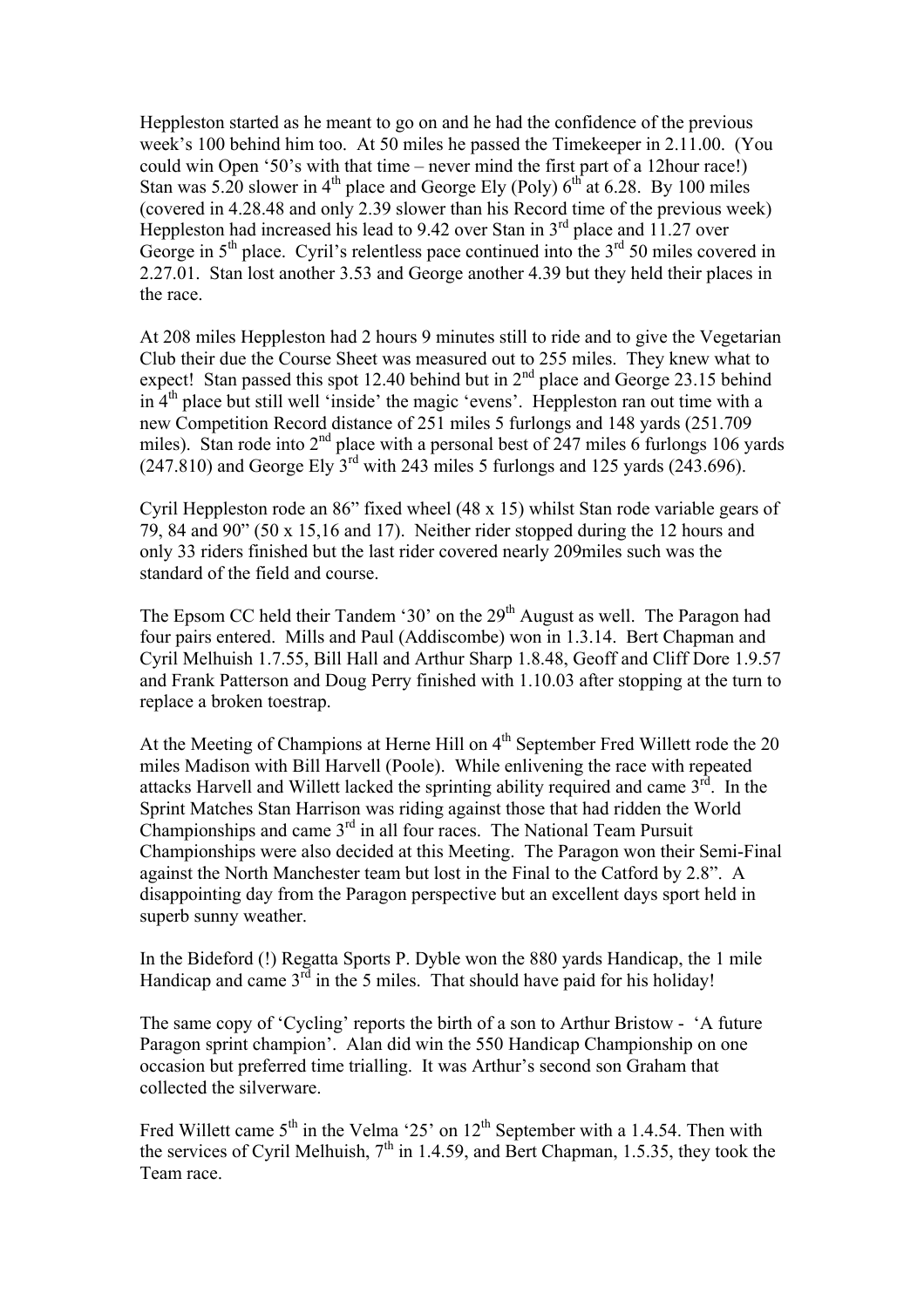Heppleston started as he meant to go on and he had the confidence of the previous week's 100 behind him too. At 50 miles he passed the Timekeeper in 2.11.00. (You could win Open '50's with that time – never mind the first part of a 12hour race!) Stan was 5.20 slower in 4th place and George Ely (Poly) 6th at 6.28. By 100 miles (covered in 4.28.48 and only 2.39 slower than his Record time of the previous week) Heppleston had increased his lead to 9.42 over Stan in 3rd place and 11.27 over George in 5th place. Cyril's relentless pace continued into the 3rd 50 miles covered in 2.27.01. Stan lost another 3.53 and George another 4.39 but they held their places in the race.

At 208 miles Heppleston had 2 hours 9 minutes still to ride and to give the Vegetarian Club their due the Course Sheet was measured out to 255 miles. They knew what to expect! Stan passed this spot 12.40 behind but in 2nd place and George 23.15 behind in 4th place but still well 'inside' the magic 'evens'. Heppleston ran out time with a new Competition Record distance of 251 miles 5 furlongs and 148 yards (251.709 miles). Stan rode into 2nd place with a personal best of 247 miles 6 furlongs 106 yards (247.810) and George Ely 3rd with 243 miles 5 furlongs and 125 yards (243.696).

Cyril Heppleston rode an 86" fixed wheel (48 x 15) whilst Stan rode variable gears of 79, 84 and 90" (50 x 15,16 and 17). Neither rider stopped during the 12 hours and only 33 riders finished but the last rider covered nearly 209miles such was the standard of the field and course.

The Epsom CC held their Tandem '30' on the 29th August as well. The Paragon had four pairs entered. Mills and Paul (Addiscombe) won in 1.3.14. Bert Chapman and Cyril Melhuish 1.7.55, Bill Hall and Arthur Sharp 1.8.48, Geoff and Cliff Dore 1.9.57 and Frank Patterson and Doug Perry finished with 1.10.03 after stopping at the turn to replace a broken toestrap.

At the Meeting of Champions at Herne Hill on 4th September Fred Willett rode the 20 miles Madison with Bill Harvell (Poole). While enlivening the race with repeated attacks Harvell and Willett lacked the sprinting ability required and came 3rd. In the Sprint Matches Stan Harrison was riding against those that had ridden the World Championships and came 3rd in all four races. The National Team Pursuit Championships were also decided at this Meeting. The Paragon won their Semi-Final against the North Manchester team but lost in the Final to the Catford by 2.8". A disappointing day from the Paragon perspective but an excellent days sport held in superb sunny weather.

In the Bideford (!) Regatta Sports P. Dyble won the 880 yards Handicap, the 1 mile Handicap and came 3rd in the 5 miles. That should have paid for his holiday!

The same copy of 'Cycling' reports the birth of a son to Arthur Bristow - 'A future Paragon sprint champion'. Alan did win the 550 Handicap Championship on one occasion but preferred time trialling. It was Arthur's second son Graham that collected the silverware.

Fred Willett came 5th in the Velma '25' on 12th September with a 1.4.54. Then with the services of Cyril Melhuish, 7th in 1.4.59, and Bert Chapman, 1.5.35, they took the Team race.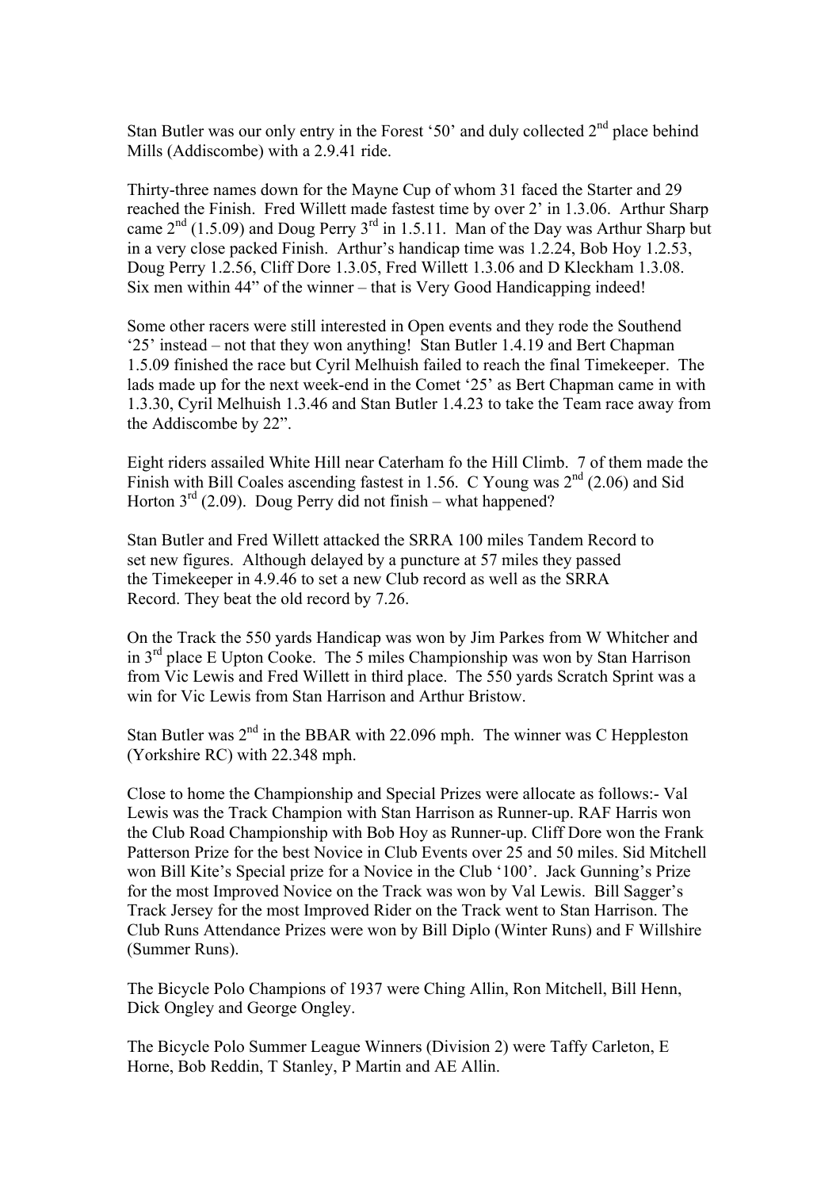Stan Butler was our only entry in the Forest '50' and duly collected 2nd place behind Mills (Addiscombe) with a 2.9.41 ride.

Thirty-three names down for the Mayne Cup of whom 31 faced the Starter and 29 reached the Finish. Fred Willett made fastest time by over 2' in 1.3.06. Arthur Sharp came 2nd (1.5.09) and Doug Perry 3rd in 1.5.11. Man of the Day was Arthur Sharp but in a very close packed Finish. Arthur's handicap time was 1.2.24, Bob Hoy 1.2.53, Doug Perry 1.2.56, Cliff Dore 1.3.05, Fred Willett 1.3.06 and D Kleckham 1.3.08. Six men within 44" of the winner – that is Very Good Handicapping indeed!

Some other racers were still interested in Open events and they rode the Southend '25' instead – not that they won anything! Stan Butler 1.4.19 and Bert Chapman 1.5.09 finished the race but Cyril Melhuish failed to reach the final Timekeeper. The lads made up for the next week-end in the Comet '25' as Bert Chapman came in with 1.3.30, Cyril Melhuish 1.3.46 and Stan Butler 1.4.23 to take the Team race away from the Addiscombe by 22".

Eight riders assailed White Hill near Caterham fo the Hill Climb. 7 of them made the Finish with Bill Coales ascending fastest in 1.56. C Young was 2nd (2.06) and Sid Horton 3rd (2.09). Doug Perry did not finish – what happened?

Stan Butler and Fred Willett attacked the SRRA 100 miles Tandem Record to set new figures. Although delayed by a puncture at 57 miles they passed the Timekeeper in 4.9.46 to set a new Club record as well as the SRRA Record. They beat the old record by 7.26.

On the Track the 550 yards Handicap was won by Jim Parkes from W Whitcher and in 3rd place E Upton Cooke. The 5 miles Championship was won by Stan Harrison from Vic Lewis and Fred Willett in third place. The 550 yards Scratch Sprint was a win for Vic Lewis from Stan Harrison and Arthur Bristow.

Stan Butler was 2nd in the BBAR with 22.096 mph. The winner was C Heppleston (Yorkshire RC) with 22.348 mph.

Close to home the Championship and Special Prizes were allocate as follows:- Val Lewis was the Track Champion with Stan Harrison as Runner-up. RAF Harris won the Club Road Championship with Bob Hoy as Runner-up. Cliff Dore won the Frank Patterson Prize for the best Novice in Club Events over 25 and 50 miles. Sid Mitchell won Bill Kite's Special prize for a Novice in the Club '100'. Jack Gunning's Prize for the most Improved Novice on the Track was won by Val Lewis. Bill Sagger's Track Jersey for the most Improved Rider on the Track went to Stan Harrison. The Club Runs Attendance Prizes were won by Bill Diplo (Winter Runs) and F Willshire (Summer Runs).

The Bicycle Polo Champions of 1937 were Ching Allin, Ron Mitchell, Bill Henn, Dick Ongley and George Ongley.

The Bicycle Polo Summer League Winners (Division 2) were Taffy Carleton, E Horne, Bob Reddin, T Stanley, P Martin and AE Allin.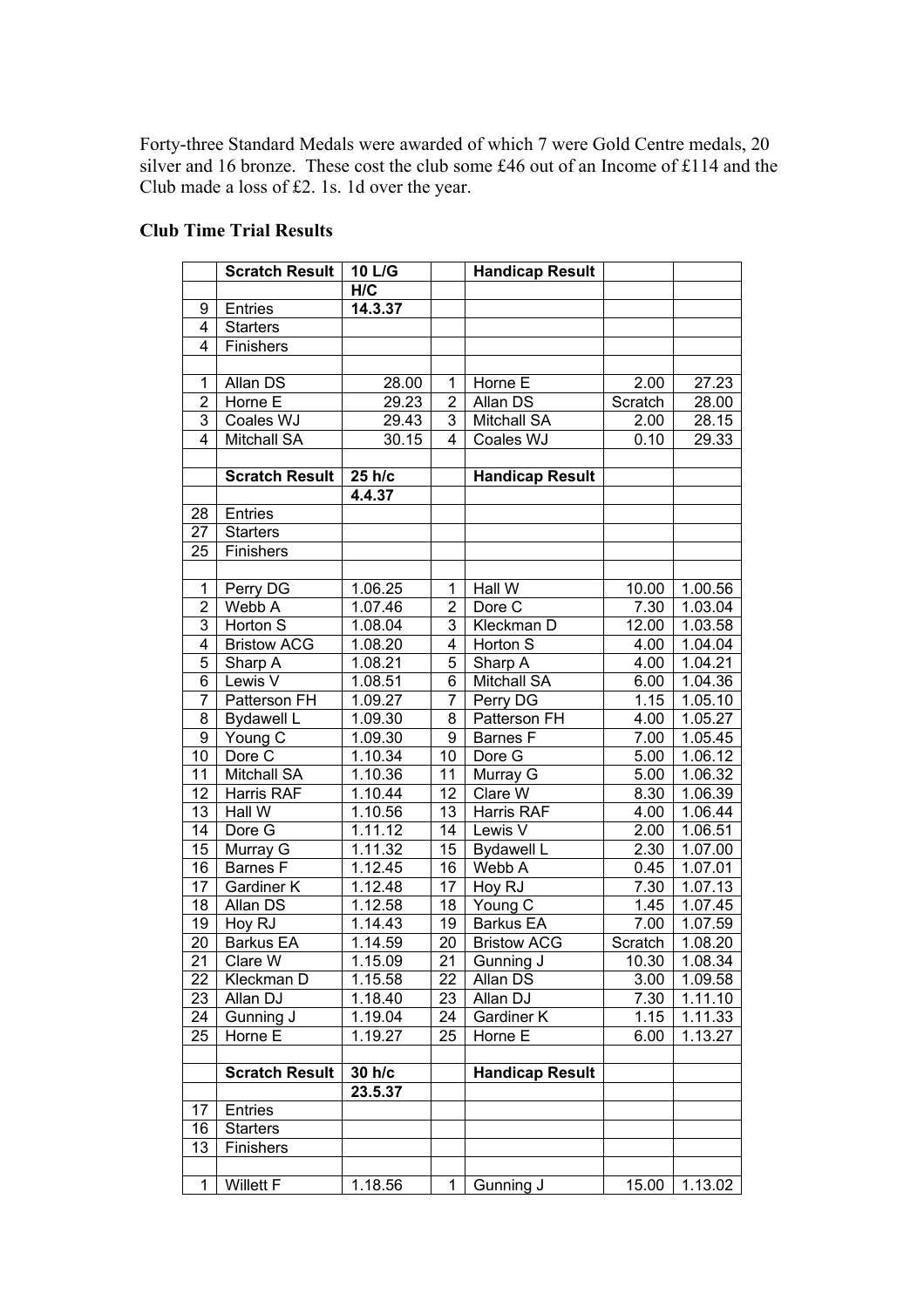Forty-three Standard Medals were awarded of which 7 were Gold Centre medals, 20 silver and 16 bronze. These cost the club some £46 out of an Income of £114 and the Club made a loss of £2. 1s. 1d over the year.

**Club Time Trial Results**

| | Scratch Result | 10 L/G | | Handicap Result | | |
|---|---|---|---|---|---|---|
| | | H/C | | | | |
| 9 | Entries | 14.3.37 | | | | |
| 4 | Starters | | | | | |
| 4 | Finishers | | | | | |
| | | | | | | |
| 1 | Allan DS | 28.00 | 1 | Horne E | 2.00 | 27.23 |
| 2 | Horne E | 29.23 | 2 | Allan DS | Scratch | 28.00 |
| 3 | Coales WJ | 29.43 | 3 | Mitchall SA | 2.00 | 28.15 |
| 4 | Mitchall SA | 30.15 | 4 | Coales WJ | 0.10 | 29.33 |
| | | | | | | |
| | Scratch Result | 25 h/c | | Handicap Result | | |
| | | 4.4.37 | | | | |
| 28 | Entries | | | | | |
| 27 | Starters | | | | | |
| 25 | Finishers | | | | | |
| | | | | | | |
| 1 | Perry DG | 1.06.25 | 1 | Hall W | 10.00 | 1.00.56 |
| 2 | Webb A | 1.07.46 | 2 | Dore C | 7.30 | 1.03.04 |
| 3 | Horton S | 1.08.04 | 3 | Kleckman D | 12.00 | 1.03.58 |
| 4 | Bristow ACG | 1.08.20 | 4 | Horton S | 4.00 | 1.04.04 |
| 5 | Sharp A | 1.08.21 | 5 | Sharp A | 4.00 | 1.04.21 |
| 6 | Lewis V | 1.08.51 | 6 | Mitchall SA | 6.00 | 1.04.36 |
| 7 | Patterson FH | 1.09.27 | 7 | Perry DG | 1.15 | 1.05.10 |
| 8 | Bydawell L | 1.09.30 | 8 | Patterson FH | 4.00 | 1.05.27 |
| 9 | Young C | 1.09.30 | 9 | Barnes F | 7.00 | 1.05.45 |
| 10 | Dore C | 1.10.34 | 10 | Dore G | 5.00 | 1.06.12 |
| 11 | Mitchall SA | 1.10.36 | 11 | Murray G | 5.00 | 1.06.32 |
| 12 | Harris RAF | 1.10.44 | 12 | Clare W | 8.30 | 1.06.39 |
| 13 | Hall W | 1.10.56 | 13 | Harris RAF | 4.00 | 1.06.44 |
| 14 | Dore G | 1.11.12 | 14 | Lewis V | 2.00 | 1.06.51 |
| 15 | Murray G | 1.11.32 | 15 | Bydawell L | 2.30 | 1.07.00 |
| 16 | Barnes F | 1.12.45 | 16 | Webb A | 0.45 | 1.07.01 |
| 17 | Gardiner K | 1.12.48 | 17 | Hoy RJ | 7.30 | 1.07.13 |
| 18 | Allan DS | 1.12.58 | 18 | Young C | 1.45 | 1.07.45 |
| 19 | Hoy RJ | 1.14.43 | 19 | Barkus EA | 7.00 | 1.07.59 |
| 20 | Barkus EA | 1.14.59 | 20 | Bristow ACG | Scratch | 1.08.20 |
| 21 | Clare W | 1.15.09 | 21 | Gunning J | 10.30 | 1.08.34 |
| 22 | Kleckman D | 1.15.58 | 22 | Allan DS | 3.00 | 1.09.58 |
| 23 | Allan DJ | 1.18.40 | 23 | Allan DJ | 7.30 | 1.11.10 |
| 24 | Gunning J | 1.19.04 | 24 | Gardiner K | 1.15 | 1.11.33 |
| 25 | Horne E | 1.19.27 | 25 | Horne E | 6.00 | 1.13.27 |
| | | | | | | |
| | Scratch Result | 30 h/c | | Handicap Result | | |
| | | 23.5.37 | | | | |
| 17 | Entries | | | | | |
| 16 | Starters | | | | | |
| 13 | Finishers | | | | | |
| | | | | | | |
| 1 | Willett F | 1.18.56 | 1 | Gunning J | 15.00 | 1.13.02 |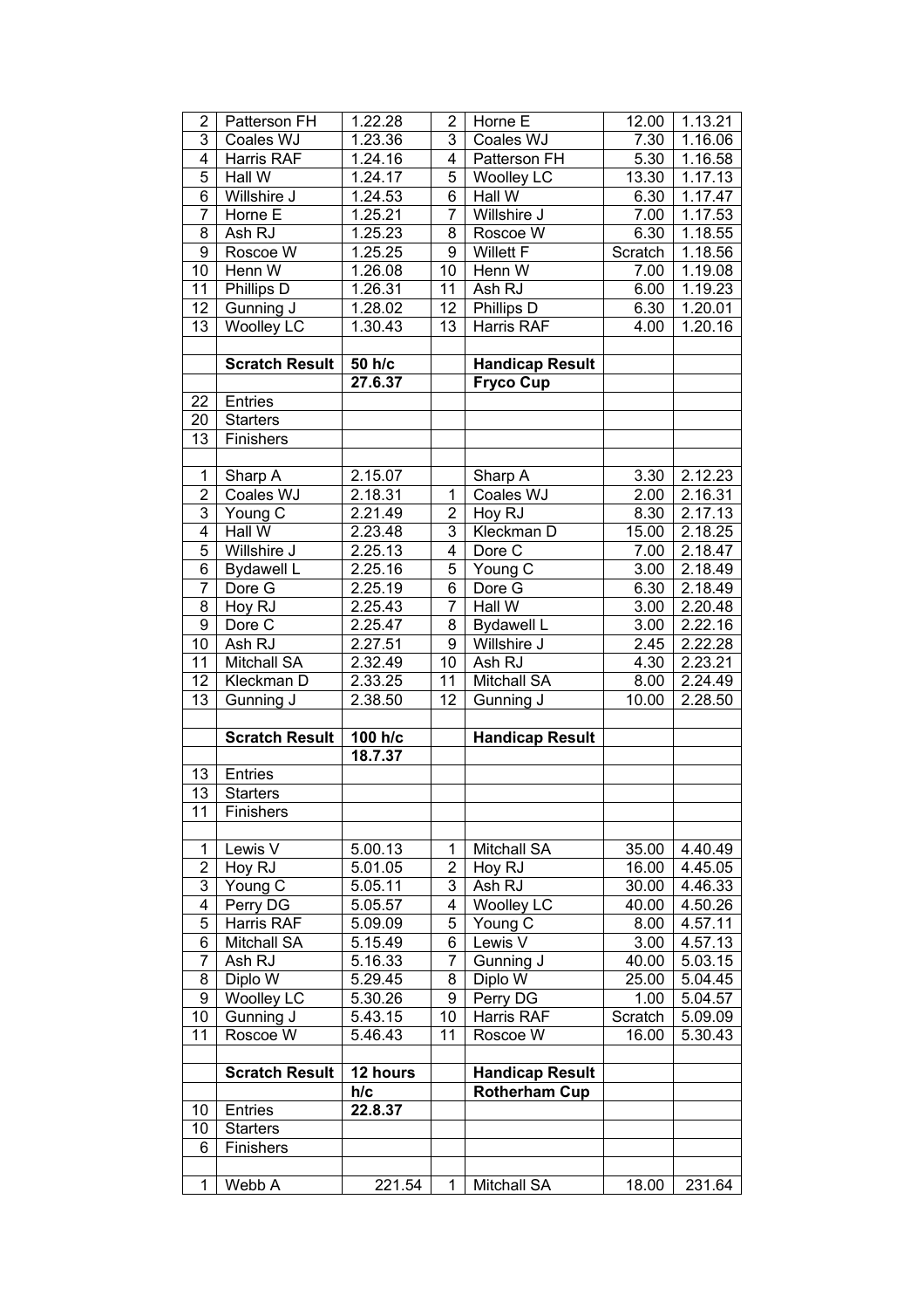| | | | | | | |
|---|---|---|---|---|---|---|
| 2 | Patterson FH | 1.22.28 | 2 | Horne E | 12.00 | 1.13.21 |
| 3 | Coales WJ | 1.23.36 | 3 | Coales WJ | 7.30 | 1.16.06 |
| 4 | Harris RAF | 1.24.16 | 4 | Patterson FH | 5.30 | 1.16.58 |
| 5 | Hall W | 1.24.17 | 5 | Woolley LC | 13.30 | 1.17.13 |
| 6 | Willshire J | 1.24.53 | 6 | Hall W | 6.30 | 1.17.47 |
| 7 | Horne E | 1.25.21 | 7 | Willshire J | 7.00 | 1.17.53 |
| 8 | Ash RJ | 1.25.23 | 8 | Roscoe W | 6.30 | 1.18.55 |
| 9 | Roscoe W | 1.25.25 | 9 | Willett F | Scratch | 1.18.56 |
| 10 | Henn W | 1.26.08 | 10 | Henn W | 7.00 | 1.19.08 |
| 11 | Phillips D | 1.26.31 | 11 | Ash RJ | 6.00 | 1.19.23 |
| 12 | Gunning J | 1.28.02 | 12 | Phillips D | 6.30 | 1.20.01 |
| 13 | Woolley LC | 1.30.43 | 13 | Harris RAF | 4.00 | 1.20.16 |
| | | | | | | |
| | **Scratch Result** | **50 h/c** | | **Handicap Result** | | |
| | | **27.6.37** | | **Fryco Cup** | | |
| 22 | Entries | | | | | |
| 20 | Starters | | | | | |
| 13 | Finishers | | | | | |
| | | | | | | |
| 1 | Sharp A | 2.15.07 | | Sharp A | 3.30 | 2.12.23 |
| 2 | Coales WJ | 2.18.31 | 1 | Coales WJ | 2.00 | 2.16.31 |
| 3 | Young C | 2.21.49 | 2 | Hoy RJ | 8.30 | 2.17.13 |
| 4 | Hall W | 2.23.48 | 3 | Kleckman D | 15.00 | 2.18.25 |
| 5 | Willshire J | 2.25.13 | 4 | Dore C | 7.00 | 2.18.47 |
| 6 | Bydawell L | 2.25.16 | 5 | Young C | 3.00 | 2.18.49 |
| 7 | Dore G | 2.25.19 | 6 | Dore G | 6.30 | 2.18.49 |
| 8 | Hoy RJ | 2.25.43 | 7 | Hall W | 3.00 | 2.20.48 |
| 9 | Dore C | 2.25.47 | 8 | Bydawell L | 3.00 | 2.22.16 |
| 10 | Ash RJ | 2.27.51 | 9 | Willshire J | 2.45 | 2.22.28 |
| 11 | Mitchall SA | 2.32.49 | 10 | Ash RJ | 4.30 | 2.23.21 |
| 12 | Kleckman D | 2.33.25 | 11 | Mitchall SA | 8.00 | 2.24.49 |
| 13 | Gunning J | 2.38.50 | 12 | Gunning J | 10.00 | 2.28.50 |
| | | | | | | |
| | **Scratch Result** | **100 h/c** | | **Handicap Result** | | |
| | | **18.7.37** | | | | |
| 13 | Entries | | | | | |
| 13 | Starters | | | | | |
| 11 | Finishers | | | | | |
| | | | | | | |
| 1 | Lewis V | 5.00.13 | 1 | Mitchall SA | 35.00 | 4.40.49 |
| 2 | Hoy RJ | 5.01.05 | 2 | Hoy RJ | 16.00 | 4.45.05 |
| 3 | Young C | 5.05.11 | 3 | Ash RJ | 30.00 | 4.46.33 |
| 4 | Perry DG | 5.05.57 | 4 | Woolley LC | 40.00 | 4.50.26 |
| 5 | Harris RAF | 5.09.09 | 5 | Young C | 8.00 | 4.57.11 |
| 6 | Mitchall SA | 5.15.49 | 6 | Lewis V | 3.00 | 4.57.13 |
| 7 | Ash RJ | 5.16.33 | 7 | Gunning J | 40.00 | 5.03.15 |
| 8 | Diplo W | 5.29.45 | 8 | Diplo W | 25.00 | 5.04.45 |
| 9 | Woolley LC | 5.30.26 | 9 | Perry DG | 1.00 | 5.04.57 |
| 10 | Gunning J | 5.43.15 | 10 | Harris RAF | Scratch | 5.09.09 |
| 11 | Roscoe W | 5.46.43 | 11 | Roscoe W | 16.00 | 5.30.43 |
| | | | | | | |
| | **Scratch Result** | **12 hours** | | **Handicap Result** | | |
| | | **h/c** | | **Rotherham Cup** | | |
| 10 | Entries | **22.8.37** | | | | |
| 10 | Starters | | | | | |
| 6 | Finishers | | | | | |
| | | | | | | |
| 1 | Webb A | 221.54 | 1 | Mitchall SA | 18.00 | 231.64 |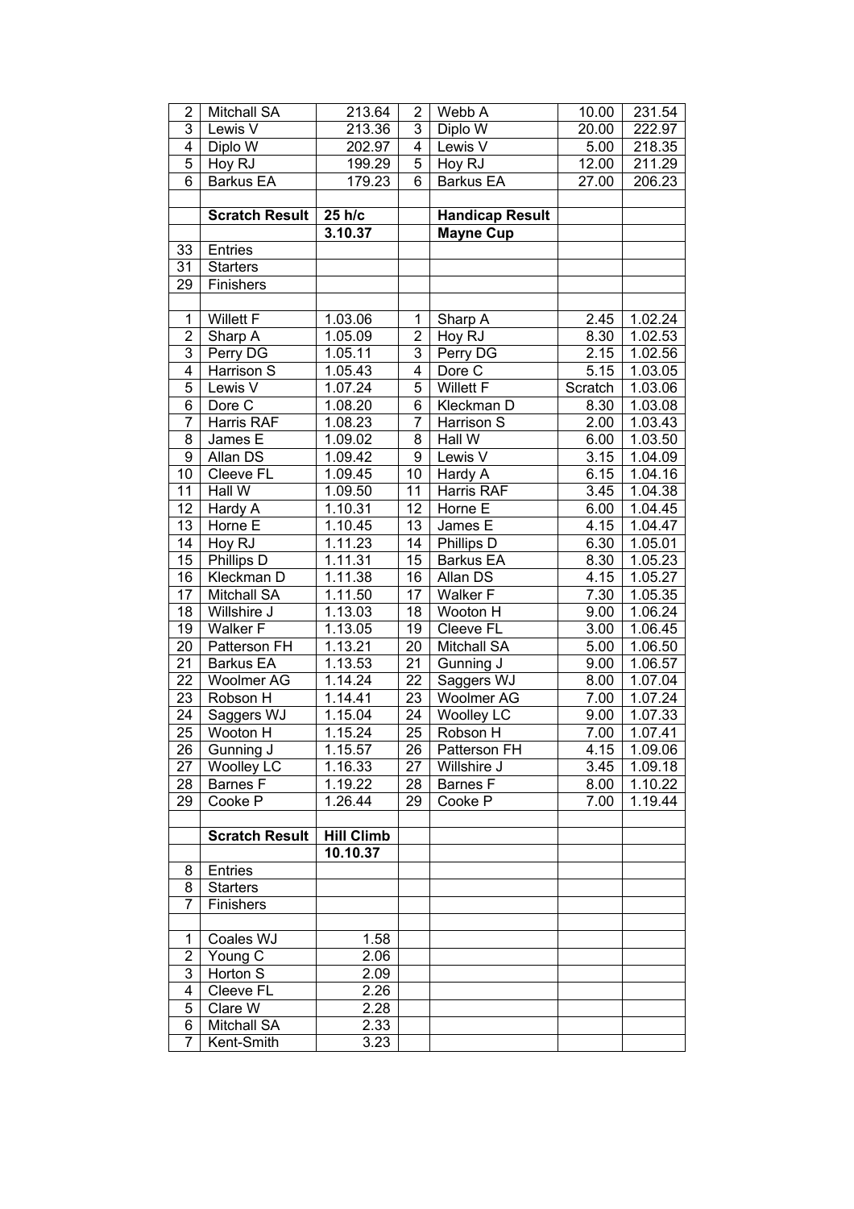| | | | | | | |
|---|---|---|---|---|---|---|
| 2 | Mitchall SA | 213.64 | 2 | Webb A | 10.00 | 231.54 |
| 3 | Lewis V | 213.36 | 3 | Diplo W | 20.00 | 222.97 |
| 4 | Diplo W | 202.97 | 4 | Lewis V | 5.00 | 218.35 |
| 5 | Hoy RJ | 199.29 | 5 | Hoy RJ | 12.00 | 211.29 |
| 6 | Barkus EA | 179.23 | 6 | Barkus EA | 27.00 | 206.23 |
| | | | | | | |
| | **Scratch Result** | **25 h/c** | | **Handicap Result** | | |
| | | **3.10.37** | | **Mayne Cup** | | |
| 33 | Entries | | | | | |
| 31 | Starters | | | | | |
| 29 | Finishers | | | | | |
| | | | | | | |
| 1 | Willett F | 1.03.06 | 1 | Sharp A | 2.45 | 1.02.24 |
| 2 | Sharp A | 1.05.09 | 2 | Hoy RJ | 8.30 | 1.02.53 |
| 3 | Perry DG | 1.05.11 | 3 | Perry DG | 2.15 | 1.02.56 |
| 4 | Harrison S | 1.05.43 | 4 | Dore C | 5.15 | 1.03.05 |
| 5 | Lewis V | 1.07.24 | 5 | Willett F | Scratch | 1.03.06 |
| 6 | Dore C | 1.08.20 | 6 | Kleckman D | 8.30 | 1.03.08 |
| 7 | Harris RAF | 1.08.23 | 7 | Harrison S | 2.00 | 1.03.43 |
| 8 | James E | 1.09.02 | 8 | Hall W | 6.00 | 1.03.50 |
| 9 | Allan DS | 1.09.42 | 9 | Lewis V | 3.15 | 1.04.09 |
| 10 | Cleeve FL | 1.09.45 | 10 | Hardy A | 6.15 | 1.04.16 |
| 11 | Hall W | 1.09.50 | 11 | Harris RAF | 3.45 | 1.04.38 |
| 12 | Hardy A | 1.10.31 | 12 | Horne E | 6.00 | 1.04.45 |
| 13 | Horne E | 1.10.45 | 13 | James E | 4.15 | 1.04.47 |
| 14 | Hoy RJ | 1.11.23 | 14 | Phillips D | 6.30 | 1.05.01 |
| 15 | Phillips D | 1.11.31 | 15 | Barkus EA | 8.30 | 1.05.23 |
| 16 | Kleckman D | 1.11.38 | 16 | Allan DS | 4.15 | 1.05.27 |
| 17 | Mitchall SA | 1.11.50 | 17 | Walker F | 7.30 | 1.05.35 |
| 18 | Willshire J | 1.13.03 | 18 | Wooton H | 9.00 | 1.06.24 |
| 19 | Walker F | 1.13.05 | 19 | Cleeve FL | 3.00 | 1.06.45 |
| 20 | Patterson FH | 1.13.21 | 20 | Mitchall SA | 5.00 | 1.06.50 |
| 21 | Barkus EA | 1.13.53 | 21 | Gunning J | 9.00 | 1.06.57 |
| 22 | Woolmer AG | 1.14.24 | 22 | Saggers WJ | 8.00 | 1.07.04 |
| 23 | Robson H | 1.14.41 | 23 | Woolmer AG | 7.00 | 1.07.24 |
| 24 | Saggers WJ | 1.15.04 | 24 | Woolley LC | 9.00 | 1.07.33 |
| 25 | Wooton H | 1.15.24 | 25 | Robson H | 7.00 | 1.07.41 |
| 26 | Gunning J | 1.15.57 | 26 | Patterson FH | 4.15 | 1.09.06 |
| 27 | Woolley LC | 1.16.33 | 27 | Willshire J | 3.45 | 1.09.18 |
| 28 | Barnes F | 1.19.22 | 28 | Barnes F | 8.00 | 1.10.22 |
| 29 | Cooke P | 1.26.44 | 29 | Cooke P | 7.00 | 1.19.44 |
| | | | | | | |
| | **Scratch Result** | **Hill Climb** | | | | |
| | | **10.10.37** | | | | |
| 8 | Entries | | | | | |
| 8 | Starters | | | | | |
| 7 | Finishers | | | | | |
| | | | | | | |
| 1 | Coales WJ | 1.58 | | | | |
| 2 | Young C | 2.06 | | | | |
| 3 | Horton S | 2.09 | | | | |
| 4 | Cleeve FL | 2.26 | | | | |
| 5 | Clare W | 2.28 | | | | |
| 6 | Mitchall SA | 2.33 | | | | |
| 7 | Kent-Smith | 3.23 | | | | |